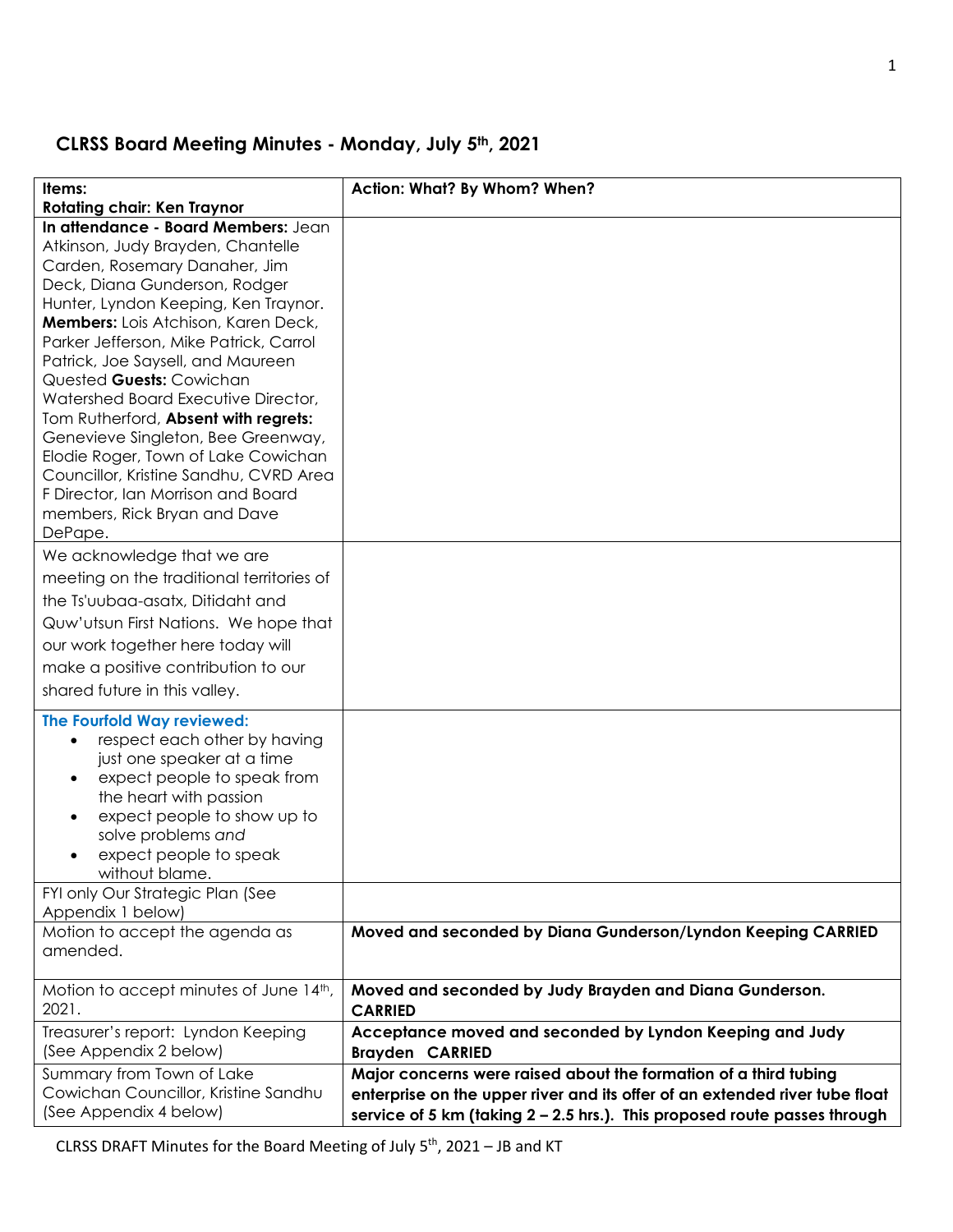## CLRSS Board Meeting Minutes - Monday, July 5th, 2021

| Items: Rotating chair: Ken Traynor | Action: What? By Whom? When? |
|---|---|
| **In attendance - Board Members:** Jean Atkinson, Judy Brayden, Chantelle Carden, Rosemary Danaher, Jim Deck, Diana Gunderson, Rodger Hunter, Lyndon Keeping, Ken Traynor. **Members:** Lois Atchison, Karen Deck, Parker Jefferson, Mike Patrick, Carrol Patrick, Joe Saysell, and Maureen Quested **Guests:** Cowichan Watershed Board Executive Director, Tom Rutherford, **Absent with regrets:** Genevieve Singleton, Bee Greenway, Elodie Roger, Town of Lake Cowichan Councillor, Kristine Sandhu, CVRD Area F Director, Ian Morrison and Board members, Rick Bryan and Dave DePape. | |
| We acknowledge that we are meeting on the traditional territories of the Ts'uubaa-asatx, Ditidaht and Quw'utsun First Nations. We hope that our work together here today will make a positive contribution to our shared future in this valley. | |
| **The Fourfold Way reviewed:** <br>• respect each other by having just one speaker at a time <br>• expect people to speak from the heart with passion <br>• expect people to show up to solve problems *and* <br>• expect people to speak without blame. | |
| FYI only Our Strategic Plan (See Appendix 1 below) | |
| Motion to accept the agenda as amended. | **Moved and seconded by Diana Gunderson/Lyndon Keeping CARRIED** |
| Motion to accept minutes of June 14th, 2021. | **Moved and seconded by Judy Brayden and Diana Gunderson. CARRIED** |
| Treasurer's report: Lyndon Keeping (See Appendix 2 below) | **Acceptance moved and seconded by Lyndon Keeping and Judy Brayden CARRIED** |
| Summary from Town of Lake Cowichan Councillor, Kristine Sandhu (See Appendix 4 below) | **Major concerns were raised about the formation of a third tubing enterprise on the upper river and its offer of an extended river tube float service of 5 km (taking 2 – 2.5 hrs.). This proposed route passes through** |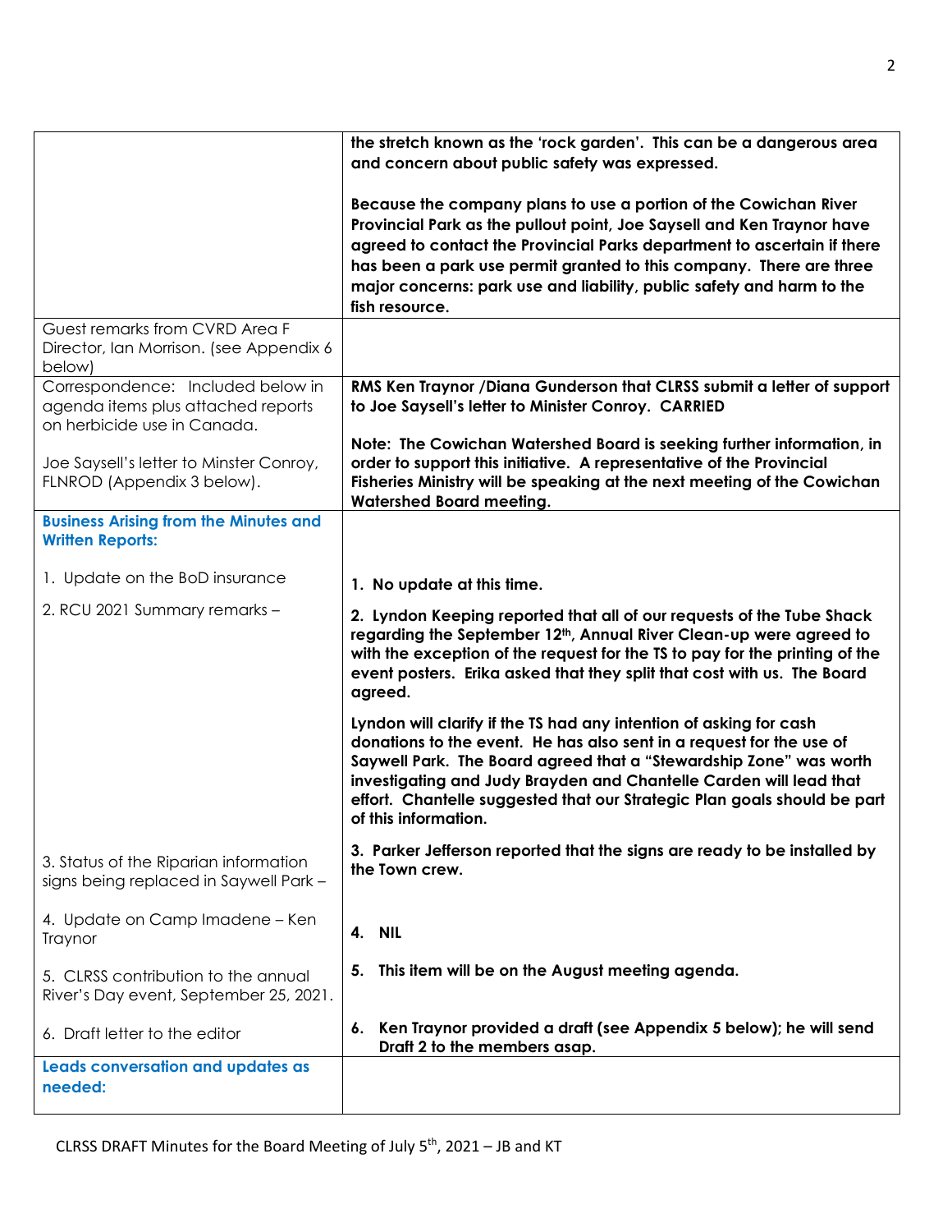| | |
|---|---|
| | **the stretch known as the 'rock garden'. This can be a dangerous area and concern about public safety was expressed.**<br><br>**Because the company plans to use a portion of the Cowichan River Provincial Park as the pullout point, Joe Saysell and Ken Traynor have agreed to contact the Provincial Parks department to ascertain if there has been a park use permit granted to this company. There are three major concerns: park use and liability, public safety and harm to the fish resource.** |
| Guest remarks from CVRD Area F Director, Ian Morrison. (see Appendix 6 below) | |
| Correspondence: Included below in agenda items plus attached reports on herbicide use in Canada.<br><br>Joe Saysell's letter to Minster Conroy, FLNROD (Appendix 3 below). | **RMS Ken Traynor /Diana Gunderson that CLRSS submit a letter of support to Joe Saysell's letter to Minister Conroy. CARRIED**<br><br>**Note: The Cowichan Watershed Board is seeking further information, in order to support this initiative. A representative of the Provincial Fisheries Ministry will be speaking at the next meeting of the Cowichan Watershed Board meeting.** |
| **Business Arising from the Minutes and Written Reports:**<br><br>1. Update on the BoD insurance | <br><br><br>**1. No update at this time.** |
| 2. RCU 2021 Summary remarks – | **2. Lyndon Keeping reported that all of our requests of the Tube Shack regarding the September 12th, Annual River Clean-up were agreed to with the exception of the request for the TS to pay for the printing of the event posters. Erika asked that they split that cost with us. The Board agreed.**<br><br>**Lyndon will clarify if the TS had any intention of asking for cash donations to the event. He has also sent in a request for the use of Saywell Park. The Board agreed that a "Stewardship Zone" was worth investigating and Judy Brayden and Chantelle Carden will lead that effort. Chantelle suggested that our Strategic Plan goals should be part of this information.** |
| 3. Status of the Riparian information signs being replaced in Saywell Park – | **3. Parker Jefferson reported that the signs are ready to be installed by the Town crew.** |
| 4. Update on Camp Imadene – Ken Traynor | **4. NIL** |
| 5. CLRSS contribution to the annual River's Day event, September 25, 2021. | **5. This item will be on the August meeting agenda.** |
| 6. Draft letter to the editor | **6. Ken Traynor provided a draft (see Appendix 5 below); he will send Draft 2 to the members asap.** |
| **Leads conversation and updates as needed:** | |

CLRSS DRAFT Minutes for the Board Meeting of July 5th, 2021 – JB and KT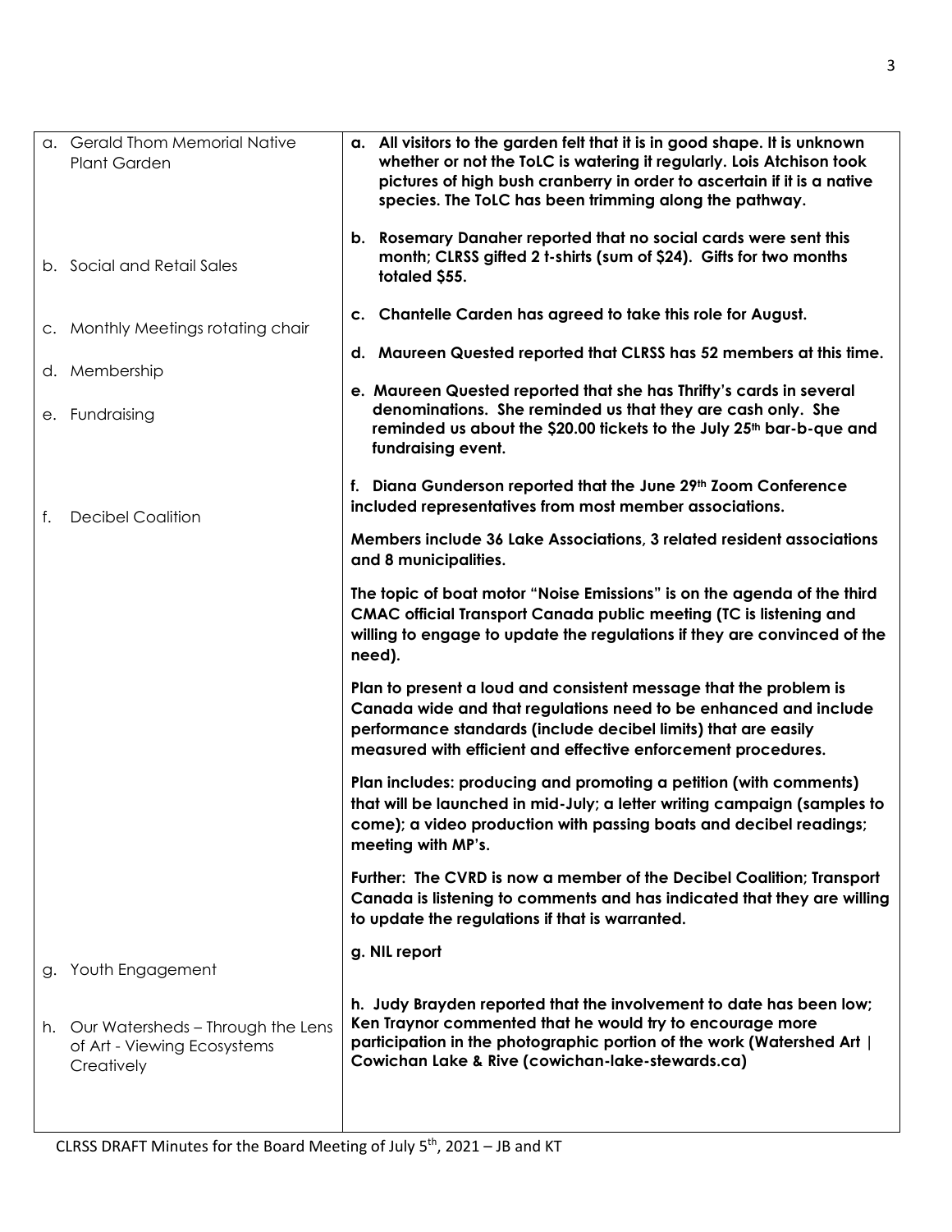| | |
|---|---|
| a. Gerald Thom Memorial Native Plant Garden | **a. All visitors to the garden felt that it is in good shape. It is unknown whether or not the ToLC is watering it regularly. Lois Atchison took pictures of high bush cranberry in order to ascertain if it is a native species. The ToLC has been trimming along the pathway.** |
| b. Social and Retail Sales | **b. Rosemary Danaher reported that no social cards were sent this month; CLRSS gifted 2 t-shirts (sum of $24). Gifts for two months totaled $55.** |
| c. Monthly Meetings rotating chair | **c. Chantelle Carden has agreed to take this role for August.** |
| d. Membership | **d. Maureen Quested reported that CLRSS has 52 members at this time.** |
| e. Fundraising | **e. Maureen Quested reported that she has Thrifty's cards in several denominations. She reminded us that they are cash only. She reminded us about the $20.00 tickets to the July 25th bar-b-que and fundraising event.** |
| f. Decibel Coalition | **f. Diana Gunderson reported that the June 29th Zoom Conference included representatives from most member associations.**<br><br>**Members include 36 Lake Associations, 3 related resident associations and 8 municipalities.**<br><br>**The topic of boat motor "Noise Emissions" is on the agenda of the third CMAC official Transport Canada public meeting (TC is listening and willing to engage to update the regulations if they are convinced of the need).**<br><br>**Plan to present a loud and consistent message that the problem is Canada wide and that regulations need to be enhanced and include performance standards (include decibel limits) that are easily measured with efficient and effective enforcement procedures.**<br><br>**Plan includes: producing and promoting a petition (with comments) that will be launched in mid-July; a letter writing campaign (samples to come); a video production with passing boats and decibel readings; meeting with MP's.**<br><br>**Further: The CVRD is now a member of the Decibel Coalition; Transport Canada is listening to comments and has indicated that they are willing to update the regulations if that is warranted.** |
| g. Youth Engagement | **g. NIL report** |
| h. Our Watersheds – Through the Lens of Art - Viewing Ecosystems Creatively | **h. Judy Brayden reported that the involvement to date has been low; Ken Traynor commented that he would try to encourage more participation in the photographic portion of the work (Watershed Art \| Cowichan Lake & Rive (cowichan-lake-stewards.ca)** |

CLRSS DRAFT Minutes for the Board Meeting of July 5th, 2021 – JB and KT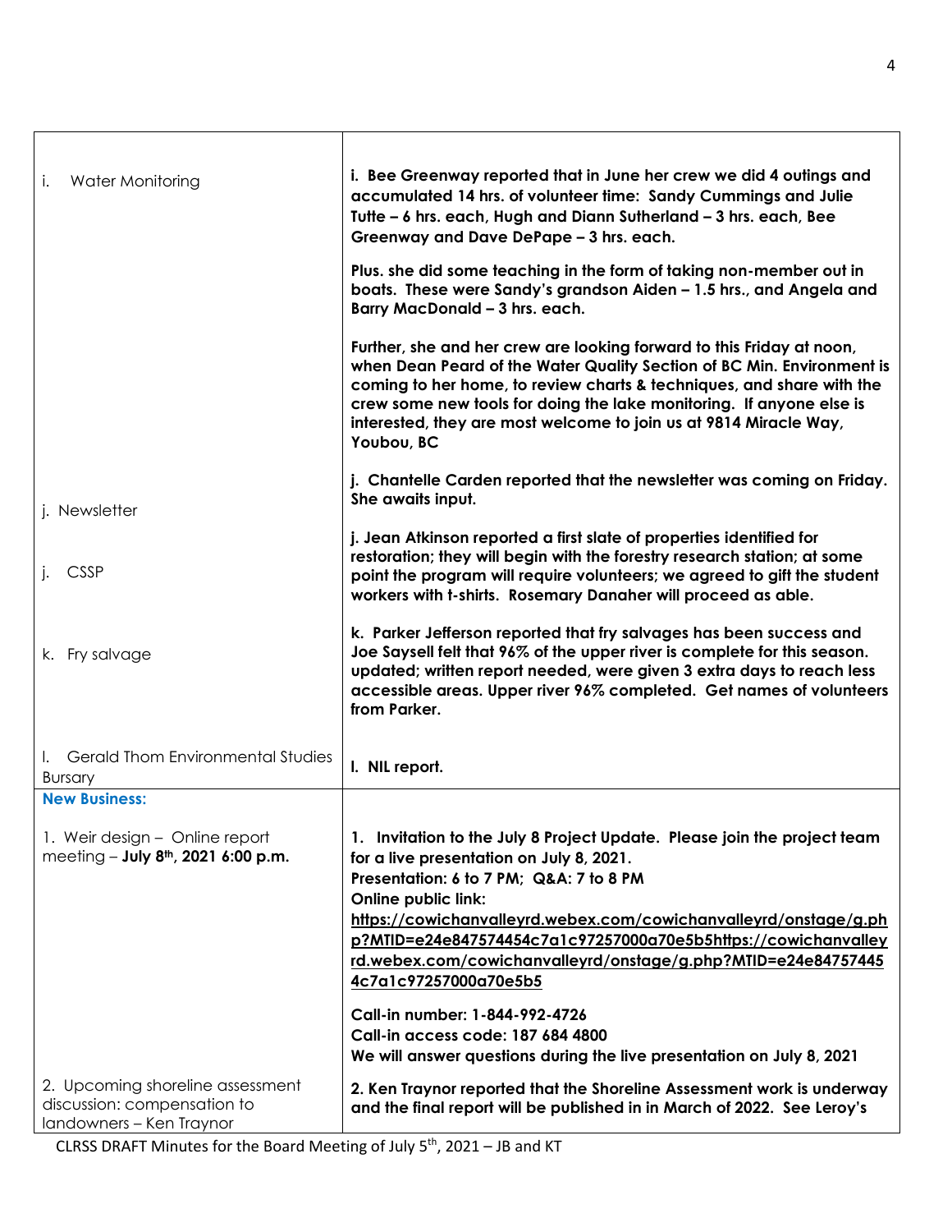| | |
|---|---|
| i. Water Monitoring | **i. Bee Greenway reported that in June her crew we did 4 outings and accumulated 14 hrs. of volunteer time: Sandy Cummings and Julie Tutte – 6 hrs. each, Hugh and Diann Sutherland – 3 hrs. each, Bee Greenway and Dave DePape – 3 hrs. each.**<br><br>**Plus. she did some teaching in the form of taking non-member out in boats. These were Sandy's grandson Aiden – 1.5 hrs., and Angela and Barry MacDonald – 3 hrs. each.**<br><br>**Further, she and her crew are looking forward to this Friday at noon, when Dean Peard of the Water Quality Section of BC Min. Environment is coming to her home, to review charts & techniques, and share with the crew some new tools for doing the lake monitoring. If anyone else is interested, they are most welcome to join us at 9814 Miracle Way, Youbou, BC** |
| j. Newsletter | **j. Chantelle Carden reported that the newsletter was coming on Friday. She awaits input.** |
| j. CSSP | **j. Jean Atkinson reported a first slate of properties identified for restoration; they will begin with the forestry research station; at some point the program will require volunteers; we agreed to gift the student workers with t-shirts. Rosemary Danaher will proceed as able.** |
| k. Fry salvage | **k. Parker Jefferson reported that fry salvages has been success and Joe Saysell felt that 96% of the upper river is complete for this season. updated; written report needed, were given 3 extra days to reach less accessible areas. Upper river 96% completed. Get names of volunteers from Parker.** |
| l. Gerald Thom Environmental Studies Bursary | **l. NIL report.** |
| **New Business:** | |
| 1. Weir design – Online report meeting – **July 8th, 2021 6:00 p.m.** | **1. Invitation to the July 8 Project Update. Please join the project team for a live presentation on July 8, 2021.**<br>**Presentation: 6 to 7 PM; Q&A: 7 to 8 PM**<br>**Online public link:**<br>**https://cowichanvalleyrd.webex.com/cowichanvalleyrd/onstage/g.php?MTID=e24e847574454c7a1c97257000a70e5b5https://cowichanvalleyrd.webex.com/cowichanvalleyrd/onstage/g.php?MTID=e24e847574454c7a1c97257000a70e5b5**<br><br>**Call-in number: 1-844-992-4726**<br>**Call-in access code: 187 684 4800**<br>**We will answer questions during the live presentation on July 8, 2021** |
| 2. Upcoming shoreline assessment discussion: compensation to landowners – Ken Traynor | **2. Ken Traynor reported that the Shoreline Assessment work is underway and the final report will be published in in March of 2022. See Leroy's** |

CLRSS DRAFT Minutes for the Board Meeting of July 5th, 2021 – JB and KT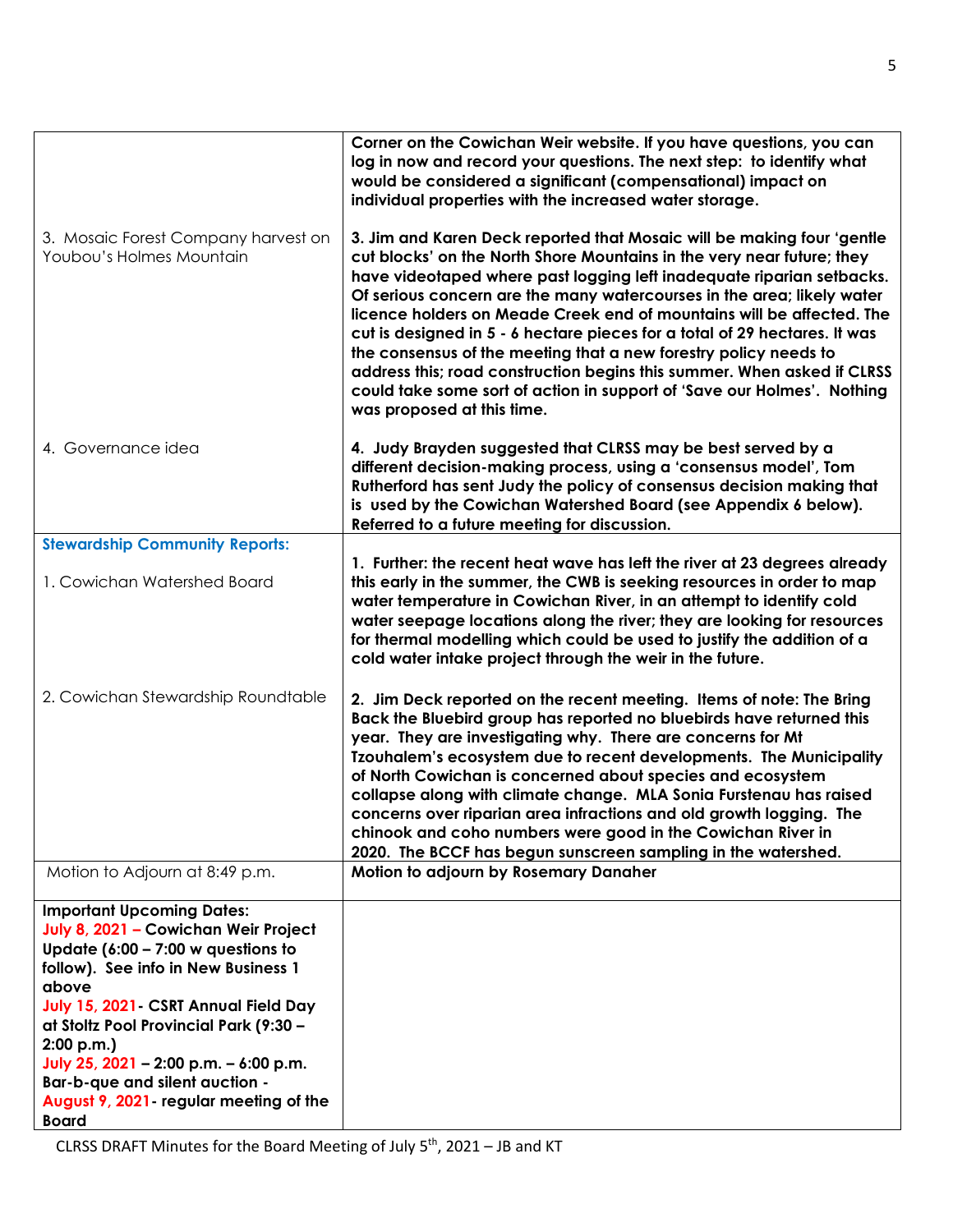| | |
|---|---|
| | **Corner on the Cowichan Weir website. If you have questions, you can log in now and record your questions. The next step: to identify what would be considered a significant (compensational) impact on individual properties with the increased water storage.** |
| 3. Mosaic Forest Company harvest on Youbou's Holmes Mountain | **3. Jim and Karen Deck reported that Mosaic will be making four 'gentle cut blocks' on the North Shore Mountains in the very near future; they have videotaped where past logging left inadequate riparian setbacks. Of serious concern are the many watercourses in the area; likely water licence holders on Meade Creek end of mountains will be affected. The cut is designed in 5 - 6 hectare pieces for a total of 29 hectares. It was the consensus of the meeting that a new forestry policy needs to address this; road construction begins this summer. When asked if CLRSS could take some sort of action in support of 'Save our Holmes'. Nothing was proposed at this time.** |
| 4. Governance idea | **4. Judy Brayden suggested that CLRSS may be best served by a different decision-making process, using a 'consensus model', Tom Rutherford has sent Judy the policy of consensus decision making that is used by the Cowichan Watershed Board (see Appendix 6 below). Referred to a future meeting for discussion.** |
| **Stewardship Community Reports:**<br><br>1. Cowichan Watershed Board | **1. Further: the recent heat wave has left the river at 23 degrees already this early in the summer, the CWB is seeking resources in order to map water temperature in Cowichan River, in an attempt to identify cold water seepage locations along the river; they are looking for resources for thermal modelling which could be used to justify the addition of a cold water intake project through the weir in the future.** |
| 2. Cowichan Stewardship Roundtable | **2. Jim Deck reported on the recent meeting. Items of note: The Bring Back the Bluebird group has reported no bluebirds have returned this year. They are investigating why. There are concerns for Mt Tzouhalem's ecosystem due to recent developments. The Municipality of North Cowichan is concerned about species and ecosystem collapse along with climate change. MLA Sonia Furstenau has raised concerns over riparian area infractions and old growth logging. The chinook and coho numbers were good in the Cowichan River in 2020. The BCCF has begun sunscreen sampling in the watershed.** |
| Motion to Adjourn at 8:49 p.m. | **Motion to adjourn by Rosemary Danaher** |
| **Important Upcoming Dates:**<br>**July 8, 2021 – Cowichan Weir Project Update (6:00 – 7:00 w questions to follow). See info in New Business 1 above**<br>**July 15, 2021- CSRT Annual Field Day at Stoltz Pool Provincial Park (9:30 – 2:00 p.m.)**<br>**July 25, 2021 – 2:00 p.m. – 6:00 p.m. Bar-b-que and silent auction -**<br>**August 9, 2021- regular meeting of the Board** | |

CLRSS DRAFT Minutes for the Board Meeting of July 5th, 2021 – JB and KT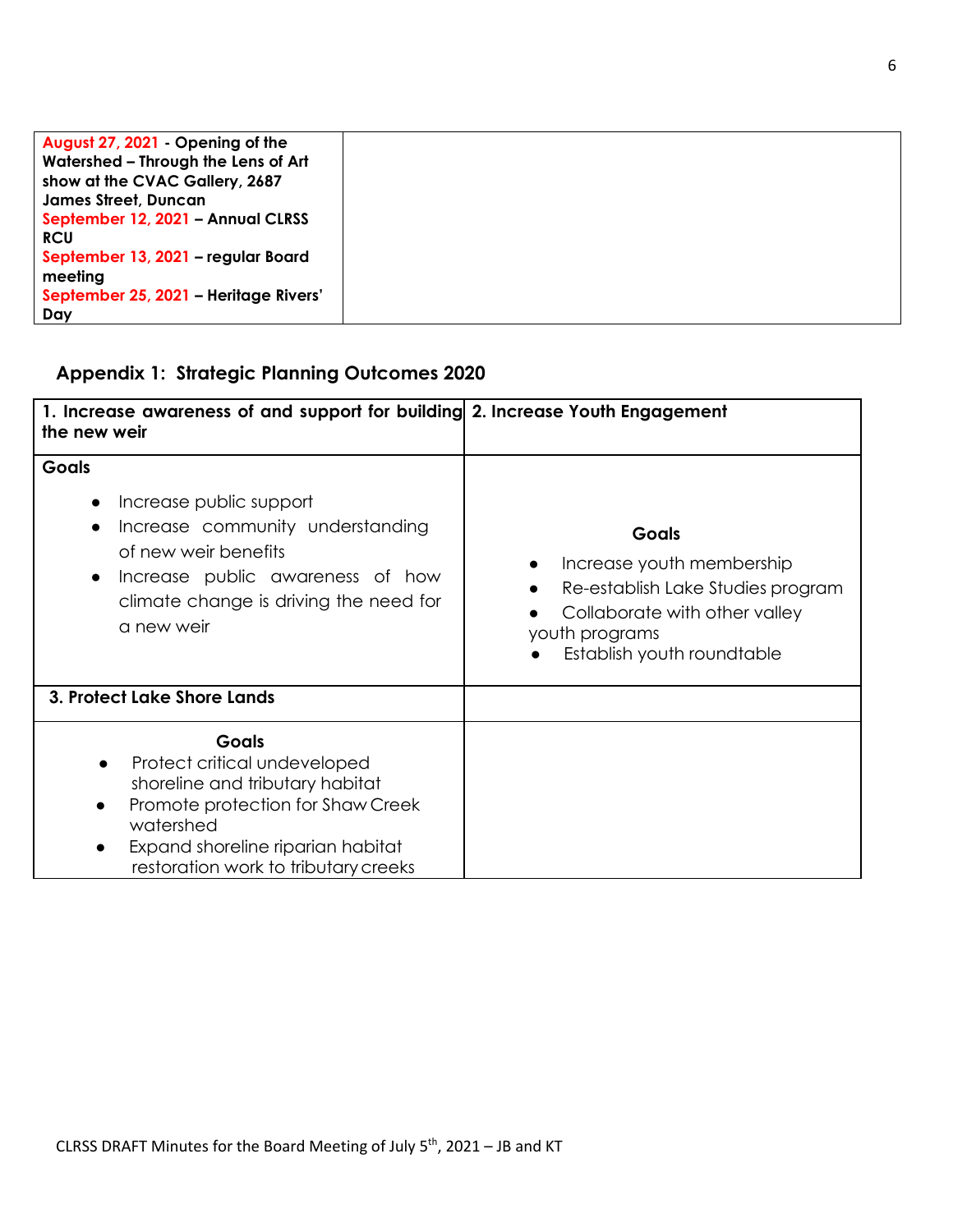| **August 27, 2021** - **Opening of the Watershed – Through the Lens of Art show at the CVAC Gallery, 2687 James Street, Duncan**<br>**September 12, 2021** – **Annual CLRSS RCU**<br>**September 13, 2021** – **regular Board meeting**<br>**September 25, 2021** – **Heritage Rivers' Day** | |
|---|---|

## Appendix 1: Strategic Planning Outcomes 2020

| **1. Increase awareness of and support for building the new weir** | **2. Increase Youth Engagement** |
|---|---|
| **Goals**<br>• Increase public support<br>• Increase community understanding of new weir benefits<br>• Increase public awareness of how climate change is driving the need for a new weir | **Goals**<br>• Increase youth membership<br>• Re-establish Lake Studies program<br>• Collaborate with other valley youth programs<br>• Establish youth roundtable |
| **3. Protect Lake Shore Lands** | |
| **Goals**<br>• Protect critical undeveloped shoreline and tributary habitat<br>• Promote protection for Shaw Creek watershed<br>• Expand shoreline riparian habitat restoration work to tributary creeks | |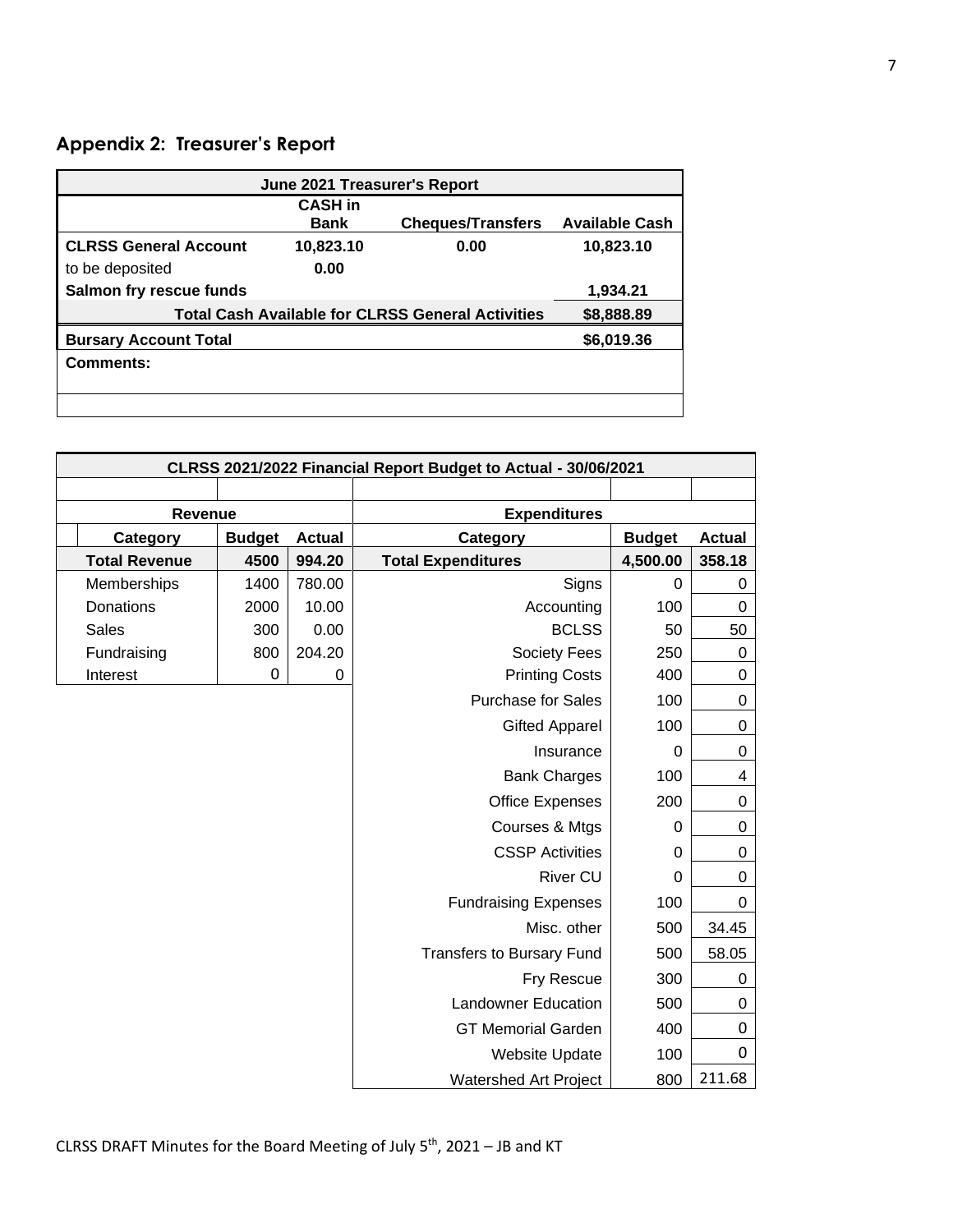## Appendix 2: Treasurer's Report

| June 2021 Treasurer's Report | | | |
|---|---|---|---|
| | **CASH in Bank** | **Cheques/Transfers** | **Available Cash** |
| **CLRSS General Account** | **10,823.10** | **0.00** | **10,823.10** |
| to be deposited | **0.00** | | |
| **Salmon fry rescue funds** | | | **1,934.21** |
| **Total Cash Available for CLRSS General Activities** | | | **$8,888.89** |
| **Bursary Account Total** | | | **$6,019.36** |
| **Comments:** | | | |

| CLRSS 2021/2022 Financial Report Budget to Actual - 30/06/2021 | | | | | |
|---|---|---|---|---|---|
| **Revenue** | | | **Expenditures** | | |
| **Category** | **Budget** | **Actual** | **Category** | **Budget** | **Actual** |
| **Total Revenue** | **4500** | **994.20** | **Total Expenditures** | **4,500.00** | **358.18** |
| Memberships | 1400 | 780.00 | Signs | 0 | 0 |
| Donations | 2000 | 10.00 | Accounting | 100 | 0 |
| Sales | 300 | 0.00 | BCLSS | 50 | 50 |
| Fundraising | 800 | 204.20 | Society Fees | 250 | 0 |
| Interest | 0 | 0 | Printing Costs | 400 | 0 |
| | | | Purchase for Sales | 100 | 0 |
| | | | Gifted Apparel | 100 | 0 |
| | | | Insurance | 0 | 0 |
| | | | Bank Charges | 100 | 4 |
| | | | Office Expenses | 200 | 0 |
| | | | Courses & Mtgs | 0 | 0 |
| | | | CSSP Activities | 0 | 0 |
| | | | River CU | 0 | 0 |
| | | | Fundraising Expenses | 100 | 0 |
| | | | Misc. other | 500 | 34.45 |
| | | | Transfers to Bursary Fund | 500 | 58.05 |
| | | | Fry Rescue | 300 | 0 |
| | | | Landowner Education | 500 | 0 |
| | | | GT Memorial Garden | 400 | 0 |
| | | | Website Update | 100 | 0 |
| | | | Watershed Art Project | 800 | 211.68 |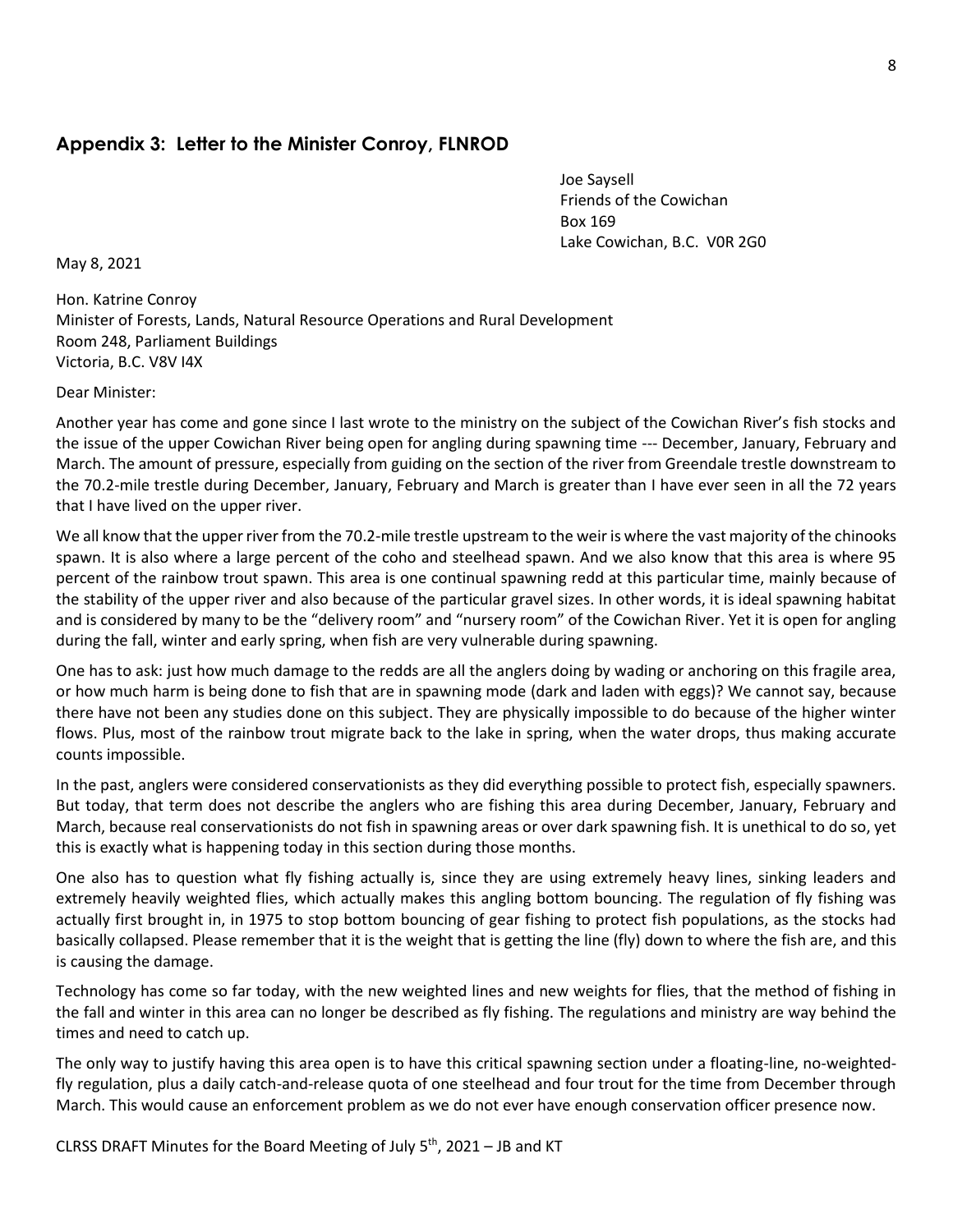## Appendix 3: Letter to the Minister Conroy, FLNROD

Joe Saysell
Friends of the Cowichan
Box 169
Lake Cowichan, B.C. V0R 2G0

May 8, 2021

Hon. Katrine Conroy
Minister of Forests, Lands, Natural Resource Operations and Rural Development
Room 248, Parliament Buildings
Victoria, B.C. V8V I4X

Dear Minister:

Another year has come and gone since I last wrote to the ministry on the subject of the Cowichan River's fish stocks and the issue of the upper Cowichan River being open for angling during spawning time --- December, January, February and March. The amount of pressure, especially from guiding on the section of the river from Greendale trestle downstream to the 70.2-mile trestle during December, January, February and March is greater than I have ever seen in all the 72 years that I have lived on the upper river.

We all know that the upper river from the 70.2-mile trestle upstream to the weir is where the vast majority of the chinooks spawn. It is also where a large percent of the coho and steelhead spawn. And we also know that this area is where 95 percent of the rainbow trout spawn. This area is one continual spawning redd at this particular time, mainly because of the stability of the upper river and also because of the particular gravel sizes. In other words, it is ideal spawning habitat and is considered by many to be the "delivery room" and "nursery room" of the Cowichan River. Yet it is open for angling during the fall, winter and early spring, when fish are very vulnerable during spawning.

One has to ask: just how much damage to the redds are all the anglers doing by wading or anchoring on this fragile area, or how much harm is being done to fish that are in spawning mode (dark and laden with eggs)? We cannot say, because there have not been any studies done on this subject. They are physically impossible to do because of the higher winter flows. Plus, most of the rainbow trout migrate back to the lake in spring, when the water drops, thus making accurate counts impossible.

In the past, anglers were considered conservationists as they did everything possible to protect fish, especially spawners. But today, that term does not describe the anglers who are fishing this area during December, January, February and March, because real conservationists do not fish in spawning areas or over dark spawning fish. It is unethical to do so, yet this is exactly what is happening today in this section during those months.

One also has to question what fly fishing actually is, since they are using extremely heavy lines, sinking leaders and extremely heavily weighted flies, which actually makes this angling bottom bouncing. The regulation of fly fishing was actually first brought in, in 1975 to stop bottom bouncing of gear fishing to protect fish populations, as the stocks had basically collapsed. Please remember that it is the weight that is getting the line (fly) down to where the fish are, and this is causing the damage.

Technology has come so far today, with the new weighted lines and new weights for flies, that the method of fishing in the fall and winter in this area can no longer be described as fly fishing. The regulations and ministry are way behind the times and need to catch up.

The only way to justify having this area open is to have this critical spawning section under a floating-line, no-weighted-fly regulation, plus a daily catch-and-release quota of one steelhead and four trout for the time from December through March. This would cause an enforcement problem as we do not ever have enough conservation officer presence now.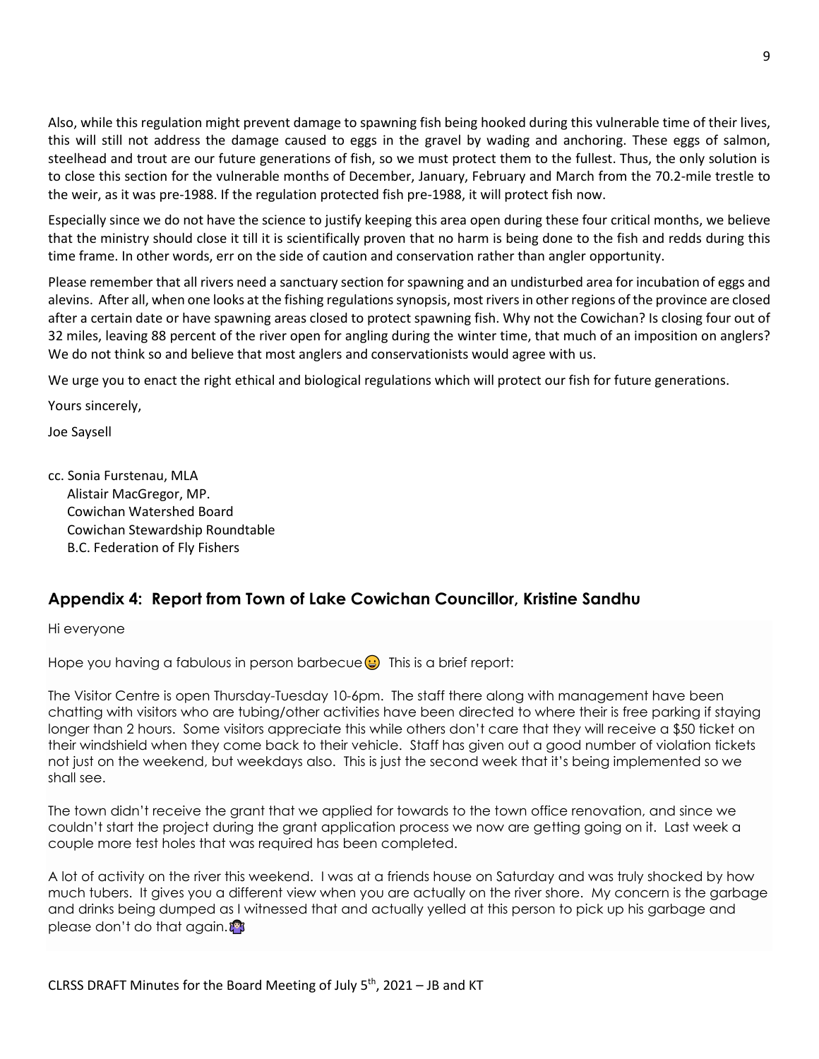Also, while this regulation might prevent damage to spawning fish being hooked during this vulnerable time of their lives, this will still not address the damage caused to eggs in the gravel by wading and anchoring. These eggs of salmon, steelhead and trout are our future generations of fish, so we must protect them to the fullest. Thus, the only solution is to close this section for the vulnerable months of December, January, February and March from the 70.2-mile trestle to the weir, as it was pre-1988. If the regulation protected fish pre-1988, it will protect fish now.

Especially since we do not have the science to justify keeping this area open during these four critical months, we believe that the ministry should close it till it is scientifically proven that no harm is being done to the fish and redds during this time frame. In other words, err on the side of caution and conservation rather than angler opportunity.

Please remember that all rivers need a sanctuary section for spawning and an undisturbed area for incubation of eggs and alevins. After all, when one looks at the fishing regulations synopsis, most rivers in other regions of the province are closed after a certain date or have spawning areas closed to protect spawning fish. Why not the Cowichan? Is closing four out of 32 miles, leaving 88 percent of the river open for angling during the winter time, that much of an imposition on anglers? We do not think so and believe that most anglers and conservationists would agree with us.

We urge you to enact the right ethical and biological regulations which will protect our fish for future generations.

Yours sincerely,

Joe Saysell

cc. Sonia Furstenau, MLA
Alistair MacGregor, MP.
Cowichan Watershed Board
Cowichan Stewardship Roundtable
B.C. Federation of Fly Fishers

## Appendix 4: Report from Town of Lake Cowichan Councillor, Kristine Sandhu

Hi everyone

Hope you having a fabulous in person barbecue 😀 This is a brief report:

The Visitor Centre is open Thursday-Tuesday 10-6pm. The staff there along with management have been chatting with visitors who are tubing/other activities have been directed to where their is free parking if staying longer than 2 hours. Some visitors appreciate this while others don't care that they will receive a $50 ticket on their windshield when they come back to their vehicle. Staff has given out a good number of violation tickets not just on the weekend, but weekdays also. This is just the second week that it's being implemented so we shall see.

The town didn't receive the grant that we applied for towards to the town office renovation, and since we couldn't start the project during the grant application process we now are getting going on it. Last week a couple more test holes that was required has been completed.

A lot of activity on the river this weekend. I was at a friends house on Saturday and was truly shocked by how much tubers. It gives you a different view when you are actually on the river shore. My concern is the garbage and drinks being dumped as I witnessed that and actually yelled at this person to pick up his garbage and please don't do that again. 🤷‍♀️

CLRSS DRAFT Minutes for the Board Meeting of July 5th, 2021 – JB and KT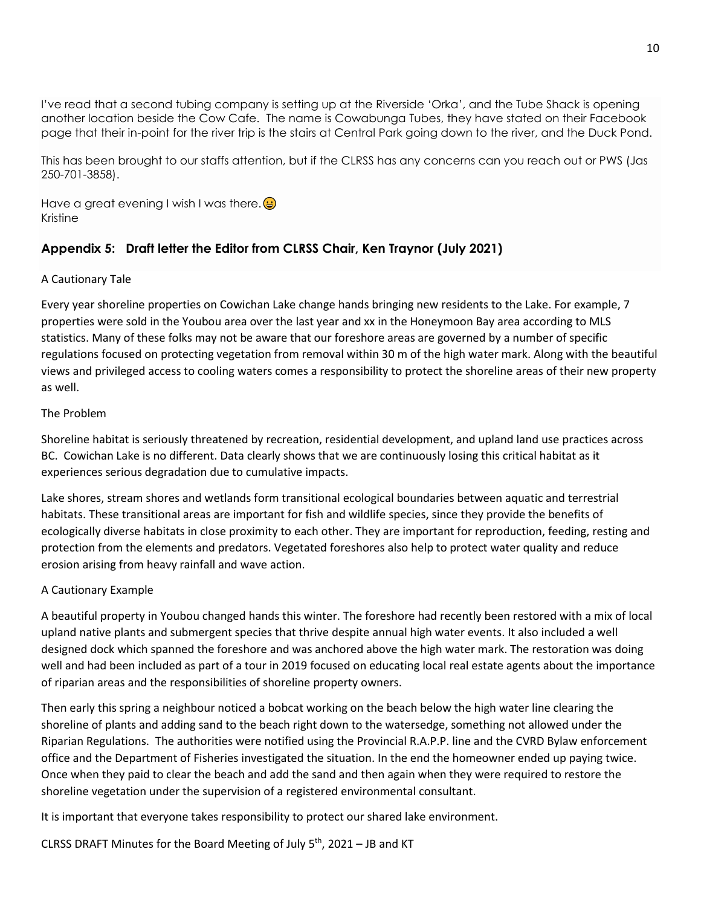I've read that a second tubing company is setting up at the Riverside 'Orka', and the Tube Shack is opening another location beside the Cow Cafe. The name is Cowabunga Tubes, they have stated on their Facebook page that their in-point for the river trip is the stairs at Central Park going down to the river, and the Duck Pond.

This has been brought to our staffs attention, but if the CLRSS has any concerns can you reach out or PWS (Jas 250-701-3858).

Have a great evening I wish I was there. 😀
Kristine

## Appendix 5: Draft letter the Editor from CLRSS Chair, Ken Traynor (July 2021)

A Cautionary Tale

Every year shoreline properties on Cowichan Lake change hands bringing new residents to the Lake. For example, 7 properties were sold in the Youbou area over the last year and xx in the Honeymoon Bay area according to MLS statistics. Many of these folks may not be aware that our foreshore areas are governed by a number of specific regulations focused on protecting vegetation from removal within 30 m of the high water mark. Along with the beautiful views and privileged access to cooling waters comes a responsibility to protect the shoreline areas of their new property as well.

The Problem

Shoreline habitat is seriously threatened by recreation, residential development, and upland land use practices across BC. Cowichan Lake is no different. Data clearly shows that we are continuously losing this critical habitat as it experiences serious degradation due to cumulative impacts.

Lake shores, stream shores and wetlands form transitional ecological boundaries between aquatic and terrestrial habitats. These transitional areas are important for fish and wildlife species, since they provide the benefits of ecologically diverse habitats in close proximity to each other. They are important for reproduction, feeding, resting and protection from the elements and predators. Vegetated foreshores also help to protect water quality and reduce erosion arising from heavy rainfall and wave action.

A Cautionary Example

A beautiful property in Youbou changed hands this winter. The foreshore had recently been restored with a mix of local upland native plants and submergent species that thrive despite annual high water events. It also included a well designed dock which spanned the foreshore and was anchored above the high water mark. The restoration was doing well and had been included as part of a tour in 2019 focused on educating local real estate agents about the importance of riparian areas and the responsibilities of shoreline property owners.

Then early this spring a neighbour noticed a bobcat working on the beach below the high water line clearing the shoreline of plants and adding sand to the beach right down to the watersedge, something not allowed under the Riparian Regulations. The authorities were notified using the Provincial R.A.P.P. line and the CVRD Bylaw enforcement office and the Department of Fisheries investigated the situation. In the end the homeowner ended up paying twice. Once when they paid to clear the beach and add the sand and then again when they were required to restore the shoreline vegetation under the supervision of a registered environmental consultant.

It is important that everyone takes responsibility to protect our shared lake environment.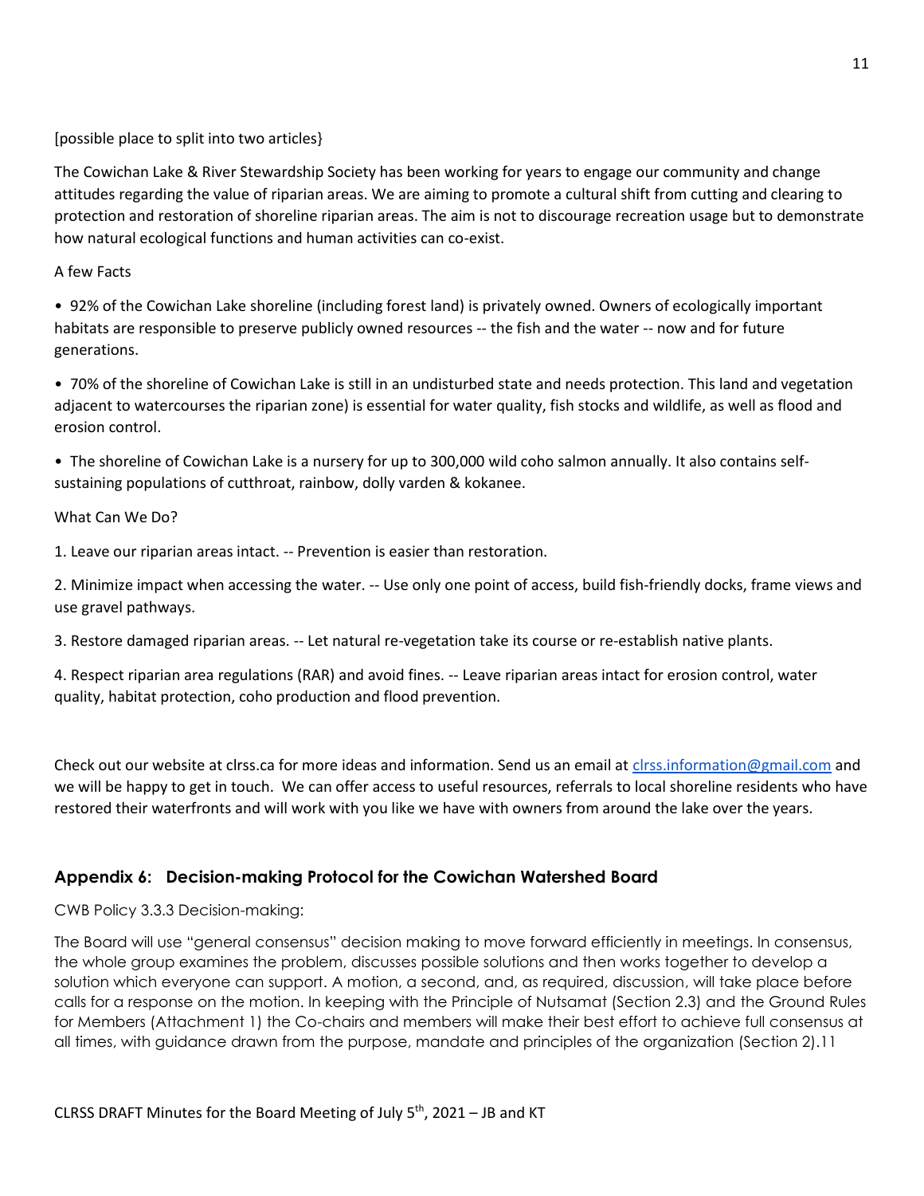[possible place to split into two articles}

The Cowichan Lake & River Stewardship Society has been working for years to engage our community and change attitudes regarding the value of riparian areas. We are aiming to promote a cultural shift from cutting and clearing to protection and restoration of shoreline riparian areas. The aim is not to discourage recreation usage but to demonstrate how natural ecological functions and human activities can co-exist.

A few Facts

• 92% of the Cowichan Lake shoreline (including forest land) is privately owned. Owners of ecologically important habitats are responsible to preserve publicly owned resources -- the fish and the water -- now and for future generations.

• 70% of the shoreline of Cowichan Lake is still in an undisturbed state and needs protection. This land and vegetation adjacent to watercourses the riparian zone) is essential for water quality, fish stocks and wildlife, as well as flood and erosion control.

• The shoreline of Cowichan Lake is a nursery for up to 300,000 wild coho salmon annually. It also contains self-sustaining populations of cutthroat, rainbow, dolly varden & kokanee.

What Can We Do?

1. Leave our riparian areas intact. -- Prevention is easier than restoration.

2. Minimize impact when accessing the water. -- Use only one point of access, build fish-friendly docks, frame views and use gravel pathways.

3. Restore damaged riparian areas. -- Let natural re-vegetation take its course or re-establish native plants.

4. Respect riparian area regulations (RAR) and avoid fines. -- Leave riparian areas intact for erosion control, water quality, habitat protection, coho production and flood prevention.

Check out our website at clrss.ca for more ideas and information. Send us an email at clrss.information@gmail.com and we will be happy to get in touch. We can offer access to useful resources, referrals to local shoreline residents who have restored their waterfronts and will work with you like we have with owners from around the lake over the years.

## Appendix 6: Decision-making Protocol for the Cowichan Watershed Board

CWB Policy 3.3.3 Decision-making:

The Board will use "general consensus" decision making to move forward efficiently in meetings. In consensus, the whole group examines the problem, discusses possible solutions and then works together to develop a solution which everyone can support. A motion, a second, and, as required, discussion, will take place before calls for a response on the motion. In keeping with the Principle of Nutsamat (Section 2.3) and the Ground Rules for Members (Attachment 1) the Co-chairs and members will make their best effort to achieve full consensus at all times, with guidance drawn from the purpose, mandate and principles of the organization (Section 2).11

CLRSS DRAFT Minutes for the Board Meeting of July 5th, 2021 – JB and KT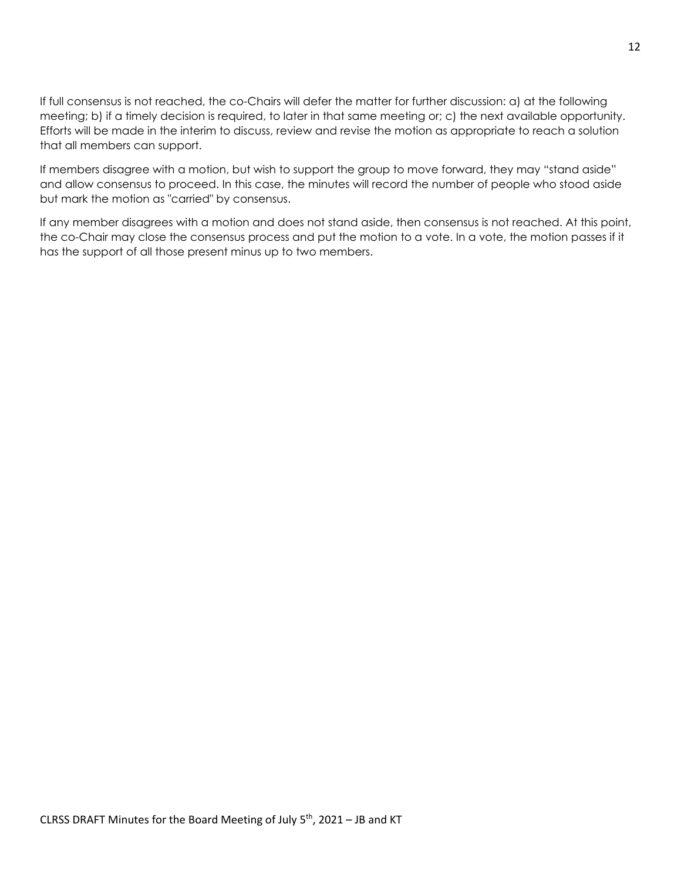If full consensus is not reached, the co-Chairs will defer the matter for further discussion: a) at the following meeting; b) if a timely decision is required, to later in that same meeting or; c) the next available opportunity. Efforts will be made in the interim to discuss, review and revise the motion as appropriate to reach a solution that all members can support.

If members disagree with a motion, but wish to support the group to move forward, they may "stand aside" and allow consensus to proceed. In this case, the minutes will record the number of people who stood aside but mark the motion as "carried" by consensus.

If any member disagrees with a motion and does not stand aside, then consensus is not reached. At this point, the co-Chair may close the consensus process and put the motion to a vote. In a vote, the motion passes if it has the support of all those present minus up to two members.